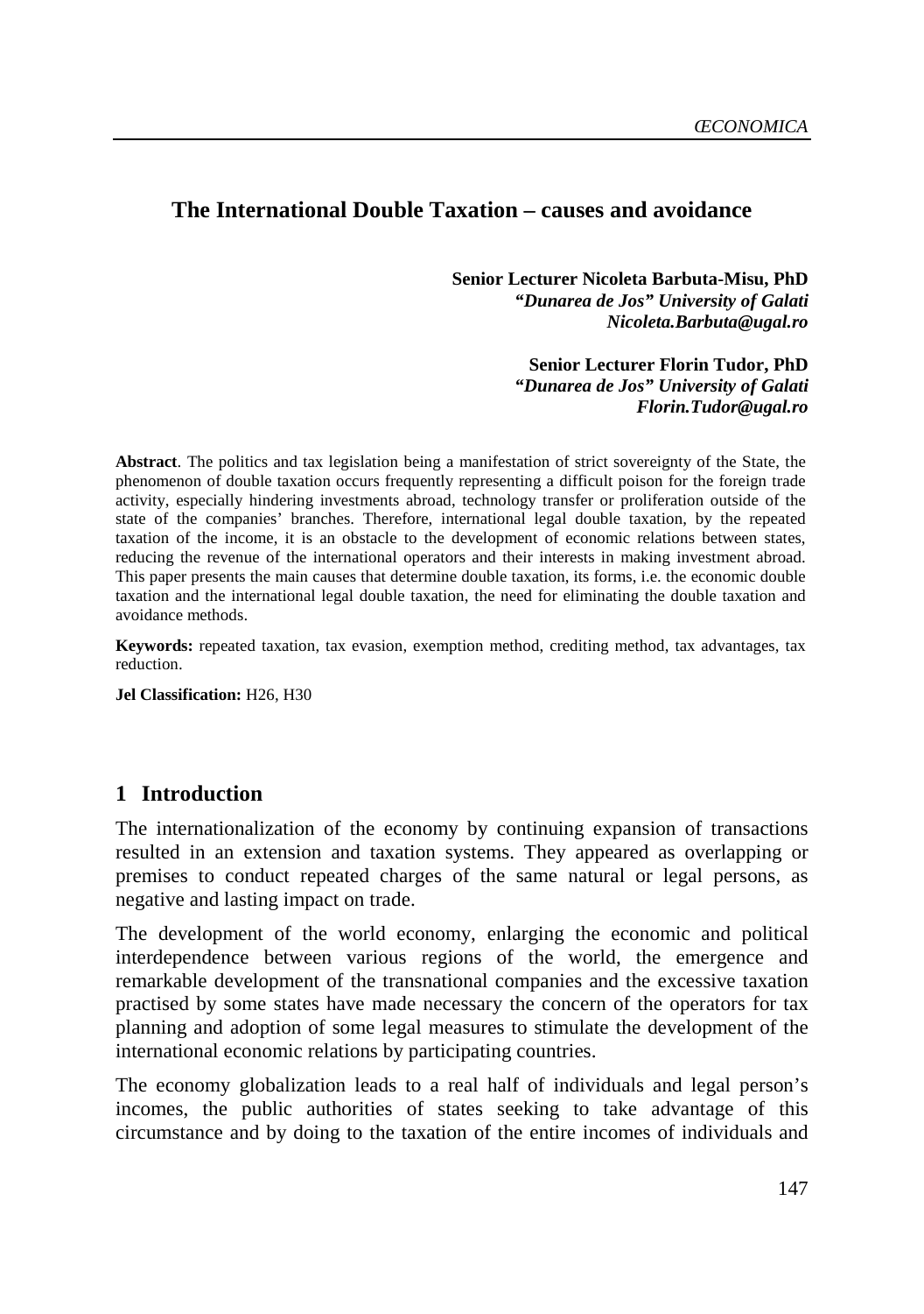# The International Double Taxation – causes and avoidance

**Senior Lecturer Nicoleta Barbuta-Misu, PhD**
***"Dunarea de Jos" University of Galati***
***Nicoleta.Barbuta@ugal.ro***

**Senior Lecturer Florin Tudor, PhD**
***"Dunarea de Jos" University of Galati***
***Florin.Tudor@ugal.ro***

**Abstract**. The politics and tax legislation being a manifestation of strict sovereignty of the State, the phenomenon of double taxation occurs frequently representing a difficult poison for the foreign trade activity, especially hindering investments abroad, technology transfer or proliferation outside of the state of the companies' branches. Therefore, international legal double taxation, by the repeated taxation of the income, it is an obstacle to the development of economic relations between states, reducing the revenue of the international operators and their interests in making investment abroad. This paper presents the main causes that determine double taxation, its forms, i.e. the economic double taxation and the international legal double taxation, the need for eliminating the double taxation and avoidance methods.

**Keywords:** repeated taxation, tax evasion, exemption method, crediting method, tax advantages, tax reduction.

**Jel Classification:** H26, H30

## 1 Introduction

The internationalization of the economy by continuing expansion of transactions resulted in an extension and taxation systems. They appeared as overlapping or premises to conduct repeated charges of the same natural or legal persons, as negative and lasting impact on trade.

The development of the world economy, enlarging the economic and political interdependence between various regions of the world, the emergence and remarkable development of the transnational companies and the excessive taxation practised by some states have made necessary the concern of the operators for tax planning and adoption of some legal measures to stimulate the development of the international economic relations by participating countries.

The economy globalization leads to a real half of individuals and legal person's incomes, the public authorities of states seeking to take advantage of this circumstance and by doing to the taxation of the entire incomes of individuals and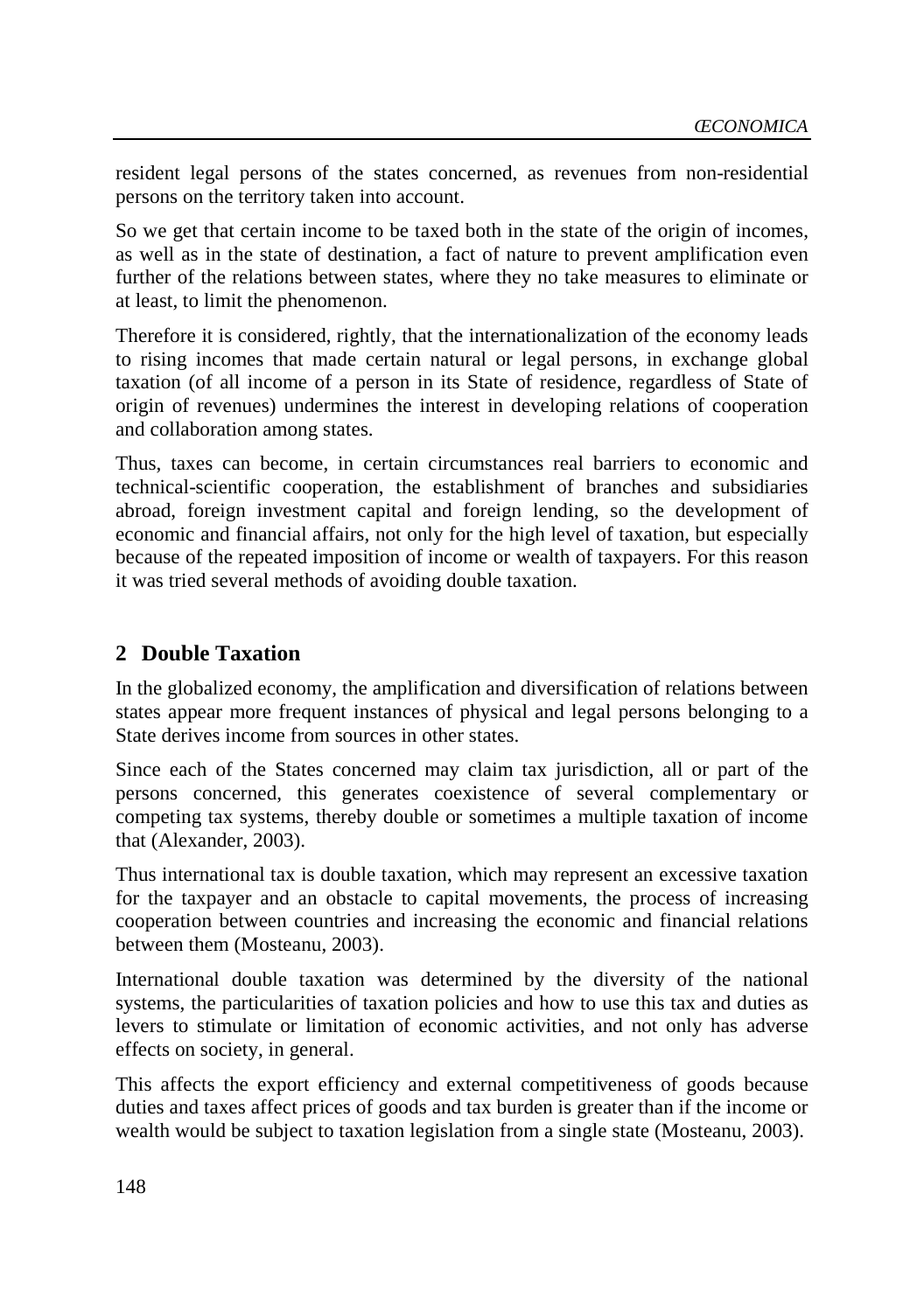resident legal persons of the states concerned, as revenues from non-residential persons on the territory taken into account.

So we get that certain income to be taxed both in the state of the origin of incomes, as well as in the state of destination, a fact of nature to prevent amplification even further of the relations between states, where they no take measures to eliminate or at least, to limit the phenomenon.

Therefore it is considered, rightly, that the internationalization of the economy leads to rising incomes that made certain natural or legal persons, in exchange global taxation (of all income of a person in its State of residence, regardless of State of origin of revenues) undermines the interest in developing relations of cooperation and collaboration among states.

Thus, taxes can become, in certain circumstances real barriers to economic and technical-scientific cooperation, the establishment of branches and subsidiaries abroad, foreign investment capital and foreign lending, so the development of economic and financial affairs, not only for the high level of taxation, but especially because of the repeated imposition of income or wealth of taxpayers. For this reason it was tried several methods of avoiding double taxation.

## 2 Double Taxation

In the globalized economy, the amplification and diversification of relations between states appear more frequent instances of physical and legal persons belonging to a State derives income from sources in other states.

Since each of the States concerned may claim tax jurisdiction, all or part of the persons concerned, this generates coexistence of several complementary or competing tax systems, thereby double or sometimes a multiple taxation of income that (Alexander, 2003).

Thus international tax is double taxation, which may represent an excessive taxation for the taxpayer and an obstacle to capital movements, the process of increasing cooperation between countries and increasing the economic and financial relations between them (Mosteanu, 2003).

International double taxation was determined by the diversity of the national systems, the particularities of taxation policies and how to use this tax and duties as levers to stimulate or limitation of economic activities, and not only has adverse effects on society, in general.

This affects the export efficiency and external competitiveness of goods because duties and taxes affect prices of goods and tax burden is greater than if the income or wealth would be subject to taxation legislation from a single state (Mosteanu, 2003).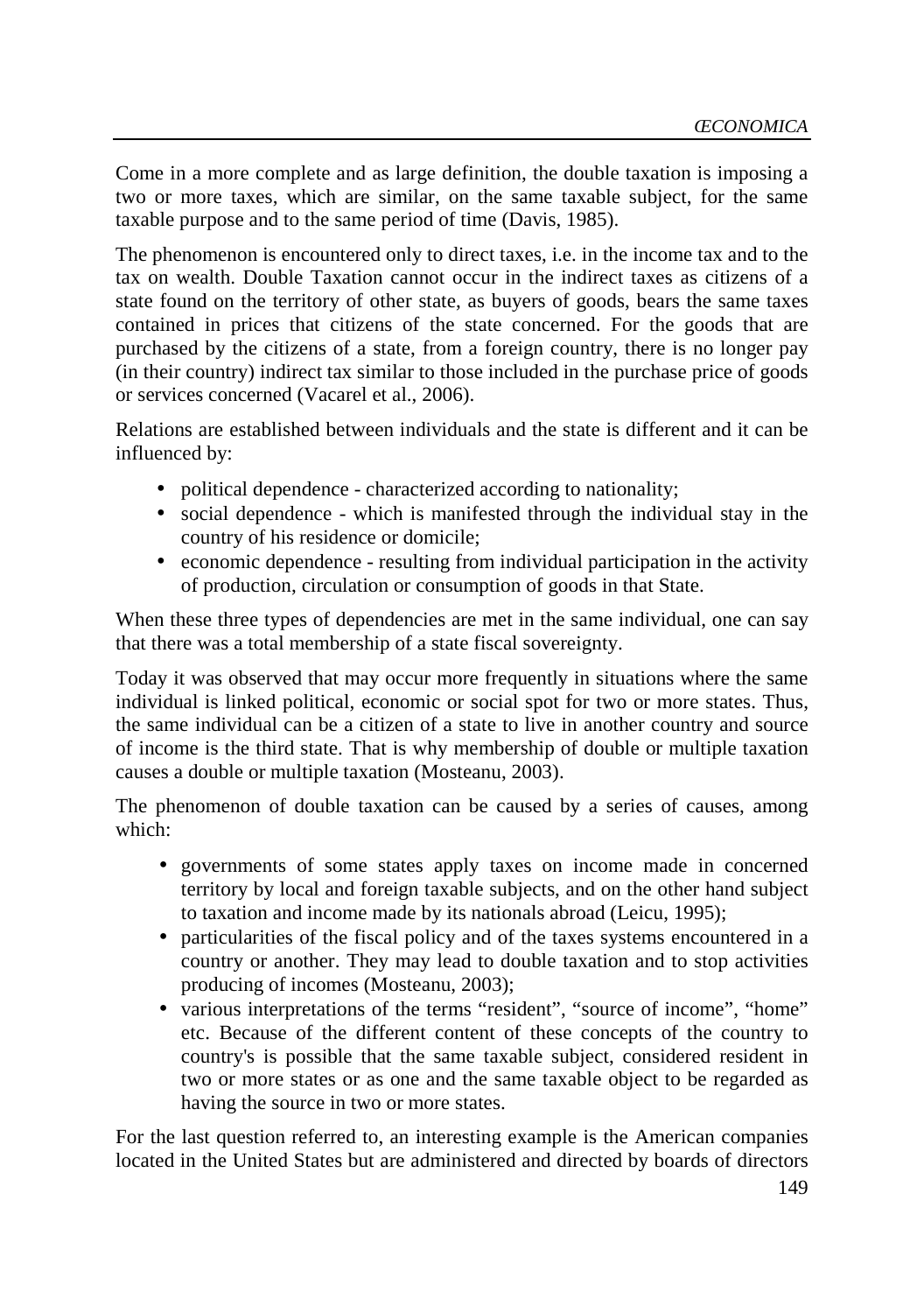Come in a more complete and as large definition, the double taxation is imposing a two or more taxes, which are similar, on the same taxable subject, for the same taxable purpose and to the same period of time (Davis, 1985).

The phenomenon is encountered only to direct taxes, i.e. in the income tax and to the tax on wealth. Double Taxation cannot occur in the indirect taxes as citizens of a state found on the territory of other state, as buyers of goods, bears the same taxes contained in prices that citizens of the state concerned. For the goods that are purchased by the citizens of a state, from a foreign country, there is no longer pay (in their country) indirect tax similar to those included in the purchase price of goods or services concerned (Vacarel et al., 2006).

Relations are established between individuals and the state is different and it can be influenced by:

- political dependence - characterized according to nationality;
- social dependence - which is manifested through the individual stay in the country of his residence or domicile;
- economic dependence - resulting from individual participation in the activity of production, circulation or consumption of goods in that State.

When these three types of dependencies are met in the same individual, one can say that there was a total membership of a state fiscal sovereignty.

Today it was observed that may occur more frequently in situations where the same individual is linked political, economic or social spot for two or more states. Thus, the same individual can be a citizen of a state to live in another country and source of income is the third state. That is why membership of double or multiple taxation causes a double or multiple taxation (Mosteanu, 2003).

The phenomenon of double taxation can be caused by a series of causes, among which:

- governments of some states apply taxes on income made in concerned territory by local and foreign taxable subjects, and on the other hand subject to taxation and income made by its nationals abroad (Leicu, 1995);
- particularities of the fiscal policy and of the taxes systems encountered in a country or another. They may lead to double taxation and to stop activities producing of incomes (Mosteanu, 2003);
- various interpretations of the terms "resident", "source of income", "home" etc. Because of the different content of these concepts of the country to country's is possible that the same taxable subject, considered resident in two or more states or as one and the same taxable object to be regarded as having the source in two or more states.

For the last question referred to, an interesting example is the American companies located in the United States but are administered and directed by boards of directors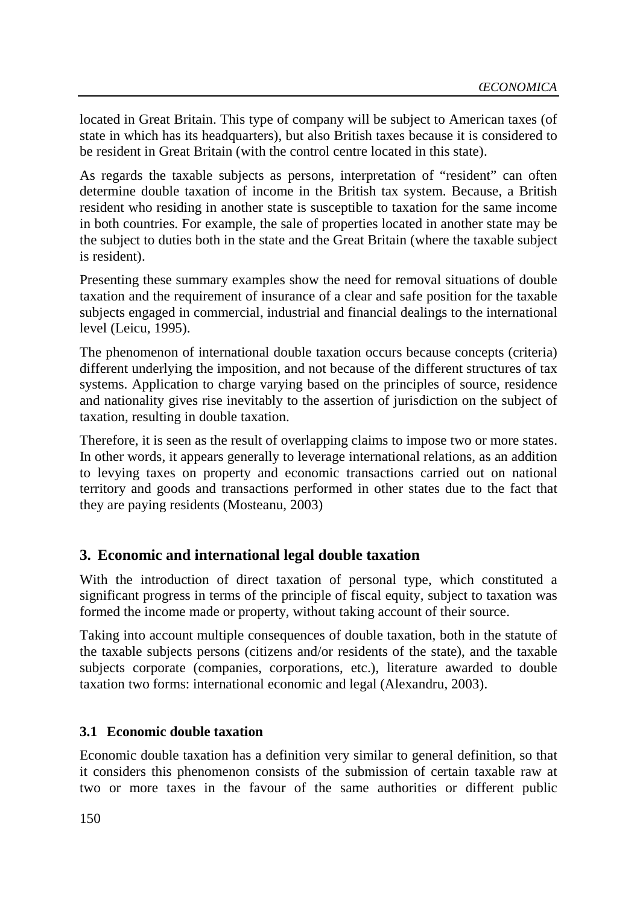located in Great Britain. This type of company will be subject to American taxes (of state in which has its headquarters), but also British taxes because it is considered to be resident in Great Britain (with the control centre located in this state).

As regards the taxable subjects as persons, interpretation of "resident" can often determine double taxation of income in the British tax system. Because, a British resident who residing in another state is susceptible to taxation for the same income in both countries. For example, the sale of properties located in another state may be the subject to duties both in the state and the Great Britain (where the taxable subject is resident).

Presenting these summary examples show the need for removal situations of double taxation and the requirement of insurance of a clear and safe position for the taxable subjects engaged in commercial, industrial and financial dealings to the international level (Leicu, 1995).

The phenomenon of international double taxation occurs because concepts (criteria) different underlying the imposition, and not because of the different structures of tax systems. Application to charge varying based on the principles of source, residence and nationality gives rise inevitably to the assertion of jurisdiction on the subject of taxation, resulting in double taxation.

Therefore, it is seen as the result of overlapping claims to impose two or more states. In other words, it appears generally to leverage international relations, as an addition to levying taxes on property and economic transactions carried out on national territory and goods and transactions performed in other states due to the fact that they are paying residents (Mosteanu, 2003)

## 3. Economic and international legal double taxation

With the introduction of direct taxation of personal type, which constituted a significant progress in terms of the principle of fiscal equity, subject to taxation was formed the income made or property, without taking account of their source.

Taking into account multiple consequences of double taxation, both in the statute of the taxable subjects persons (citizens and/or residents of the state), and the taxable subjects corporate (companies, corporations, etc.), literature awarded to double taxation two forms: international economic and legal (Alexandru, 2003).

### 3.1 Economic double taxation

Economic double taxation has a definition very similar to general definition, so that it considers this phenomenon consists of the submission of certain taxable raw at two or more taxes in the favour of the same authorities or different public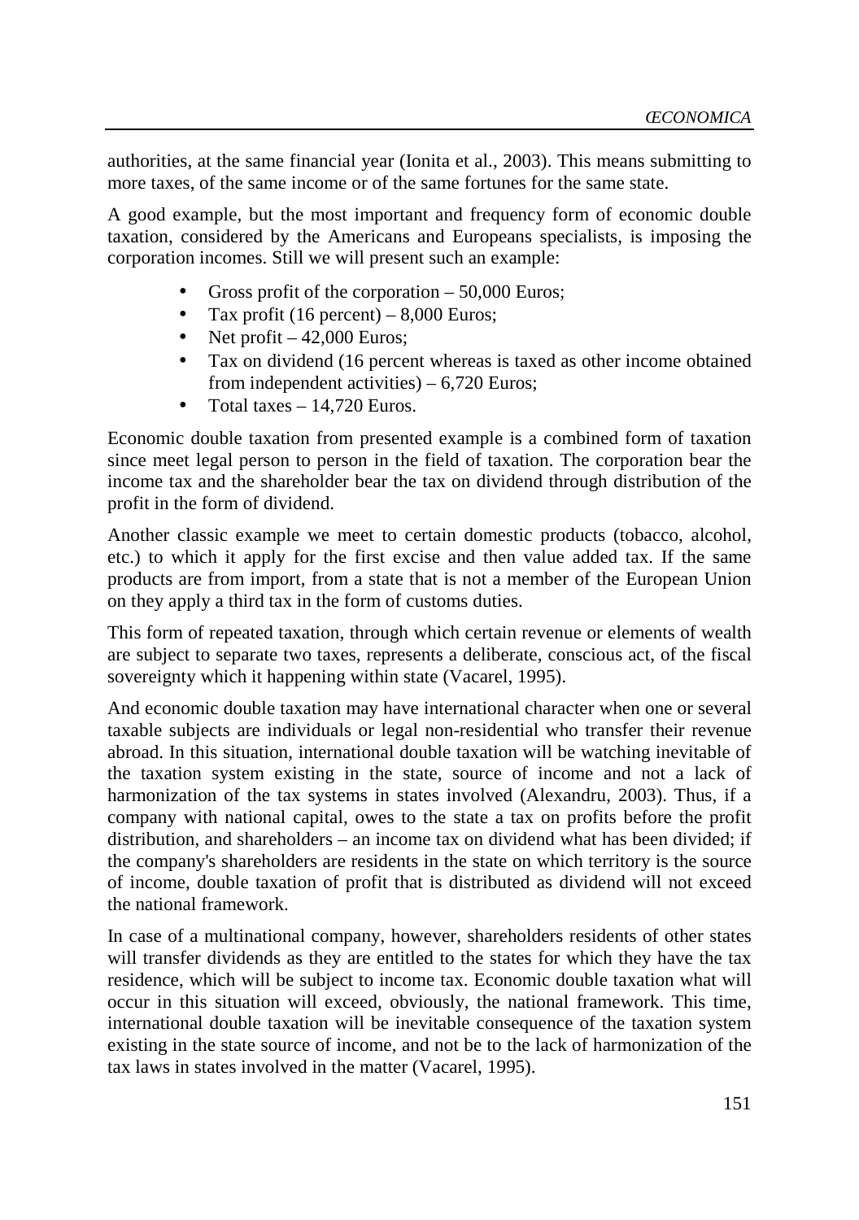authorities, at the same financial year (Ionita et al., 2003). This means submitting to more taxes, of the same income or of the same fortunes for the same state.

A good example, but the most important and frequency form of economic double taxation, considered by the Americans and Europeans specialists, is imposing the corporation incomes. Still we will present such an example:

- Gross profit of the corporation – 50,000 Euros;
- Tax profit (16 percent) – 8,000 Euros;
- Net profit – 42,000 Euros;
- Tax on dividend (16 percent whereas is taxed as other income obtained from independent activities) – 6,720 Euros;
- Total taxes – 14,720 Euros.

Economic double taxation from presented example is a combined form of taxation since meet legal person to person in the field of taxation. The corporation bear the income tax and the shareholder bear the tax on dividend through distribution of the profit in the form of dividend.

Another classic example we meet to certain domestic products (tobacco, alcohol, etc.) to which it apply for the first excise and then value added tax. If the same products are from import, from a state that is not a member of the European Union on they apply a third tax in the form of customs duties.

This form of repeated taxation, through which certain revenue or elements of wealth are subject to separate two taxes, represents a deliberate, conscious act, of the fiscal sovereignty which it happening within state (Vacarel, 1995).

And economic double taxation may have international character when one or several taxable subjects are individuals or legal non-residential who transfer their revenue abroad. In this situation, international double taxation will be watching inevitable of the taxation system existing in the state, source of income and not a lack of harmonization of the tax systems in states involved (Alexandru, 2003). Thus, if a company with national capital, owes to the state a tax on profits before the profit distribution, and shareholders – an income tax on dividend what has been divided; if the company's shareholders are residents in the state on which territory is the source of income, double taxation of profit that is distributed as dividend will not exceed the national framework.

In case of a multinational company, however, shareholders residents of other states will transfer dividends as they are entitled to the states for which they have the tax residence, which will be subject to income tax. Economic double taxation what will occur in this situation will exceed, obviously, the national framework. This time, international double taxation will be inevitable consequence of the taxation system existing in the state source of income, and not be to the lack of harmonization of the tax laws in states involved in the matter (Vacarel, 1995).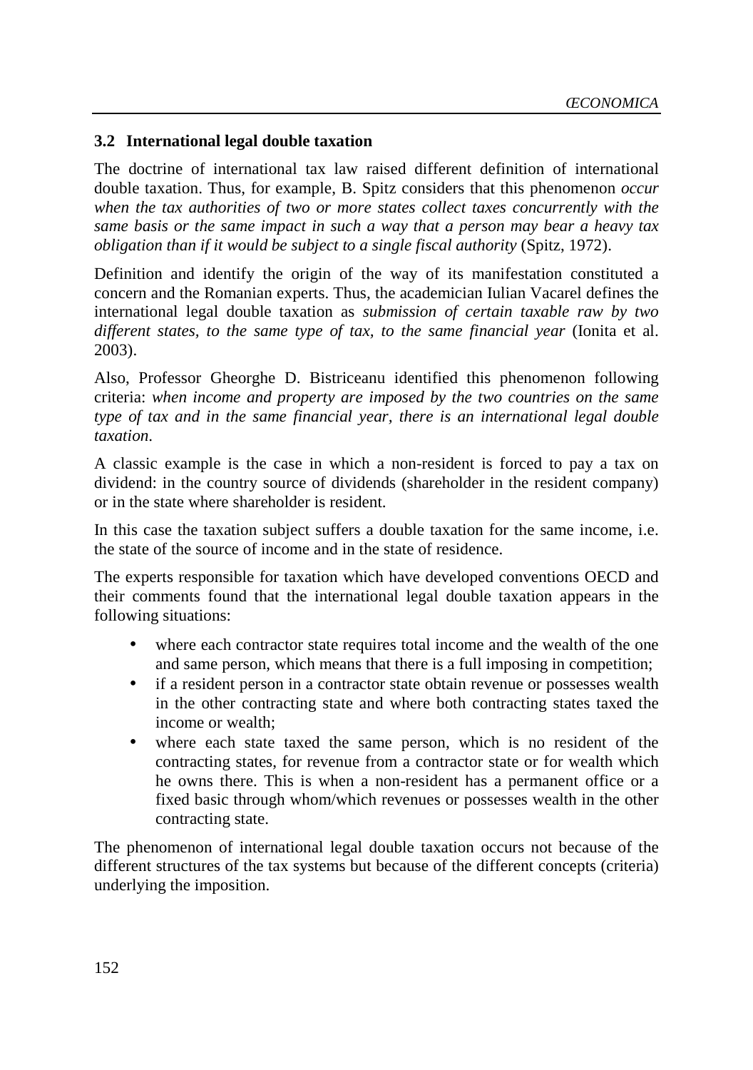### 3.2 International legal double taxation

The doctrine of international tax law raised different definition of international double taxation. Thus, for example, B. Spitz considers that this phenomenon *occur when the tax authorities of two or more states collect taxes concurrently with the same basis or the same impact in such a way that a person may bear a heavy tax obligation than if it would be subject to a single fiscal authority* (Spitz, 1972).

Definition and identify the origin of the way of its manifestation constituted a concern and the Romanian experts. Thus, the academician Iulian Vacarel defines the international legal double taxation as *submission of certain taxable raw by two different states, to the same type of tax, to the same financial year* (Ionita et al. 2003).

Also, Professor Gheorghe D. Bistriceanu identified this phenomenon following criteria: *when income and property are imposed by the two countries on the same type of tax and in the same financial year, there is an international legal double taxation.*

A classic example is the case in which a non-resident is forced to pay a tax on dividend: in the country source of dividends (shareholder in the resident company) or in the state where shareholder is resident.

In this case the taxation subject suffers a double taxation for the same income, i.e. the state of the source of income and in the state of residence.

The experts responsible for taxation which have developed conventions OECD and their comments found that the international legal double taxation appears in the following situations:

- where each contractor state requires total income and the wealth of the one and same person, which means that there is a full imposing in competition;
- if a resident person in a contractor state obtain revenue or possesses wealth in the other contracting state and where both contracting states taxed the income or wealth;
- where each state taxed the same person, which is no resident of the contracting states, for revenue from a contractor state or for wealth which he owns there. This is when a non-resident has a permanent office or a fixed basic through whom/which revenues or possesses wealth in the other contracting state.

The phenomenon of international legal double taxation occurs not because of the different structures of the tax systems but because of the different concepts (criteria) underlying the imposition.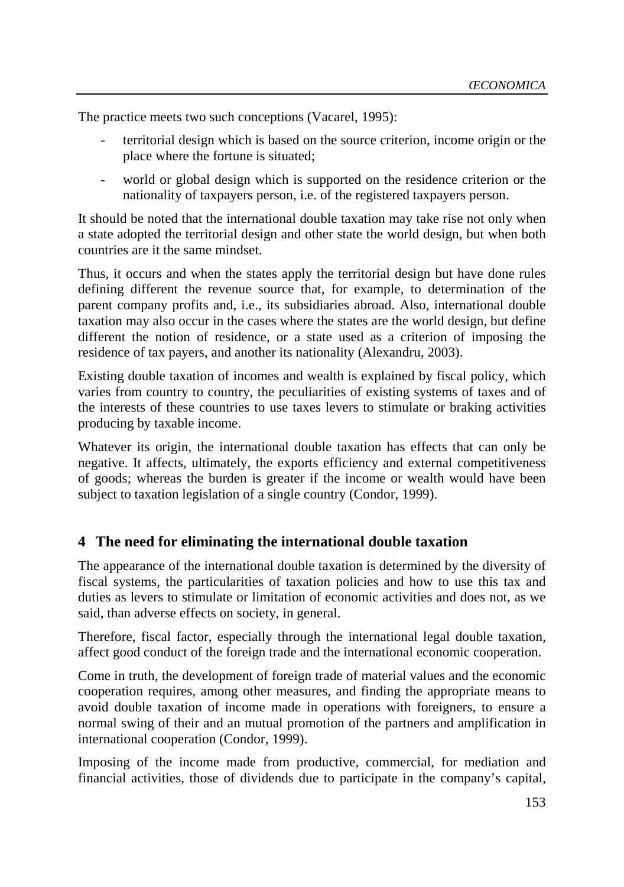The practice meets two such conceptions (Vacarel, 1995):

- territorial design which is based on the source criterion, income origin or the place where the fortune is situated;
- world or global design which is supported on the residence criterion or the nationality of taxpayers person, i.e. of the registered taxpayers person.

It should be noted that the international double taxation may take rise not only when a state adopted the territorial design and other state the world design, but when both countries are it the same mindset.

Thus, it occurs and when the states apply the territorial design but have done rules defining different the revenue source that, for example, to determination of the parent company profits and, i.e., its subsidiaries abroad. Also, international double taxation may also occur in the cases where the states are the world design, but define different the notion of residence, or a state used as a criterion of imposing the residence of tax payers, and another its nationality (Alexandru, 2003).

Existing double taxation of incomes and wealth is explained by fiscal policy, which varies from country to country, the peculiarities of existing systems of taxes and of the interests of these countries to use taxes levers to stimulate or braking activities producing by taxable income.

Whatever its origin, the international double taxation has effects that can only be negative. It affects, ultimately, the exports efficiency and external competitiveness of goods; whereas the burden is greater if the income or wealth would have been subject to taxation legislation of a single country (Condor, 1999).

## 4 The need for eliminating the international double taxation

The appearance of the international double taxation is determined by the diversity of fiscal systems, the particularities of taxation policies and how to use this tax and duties as levers to stimulate or limitation of economic activities and does not, as we said, than adverse effects on society, in general.

Therefore, fiscal factor, especially through the international legal double taxation, affect good conduct of the foreign trade and the international economic cooperation.

Come in truth, the development of foreign trade of material values and the economic cooperation requires, among other measures, and finding the appropriate means to avoid double taxation of income made in operations with foreigners, to ensure a normal swing of their and an mutual promotion of the partners and amplification in international cooperation (Condor, 1999).

Imposing of the income made from productive, commercial, for mediation and financial activities, those of dividends due to participate in the company's capital,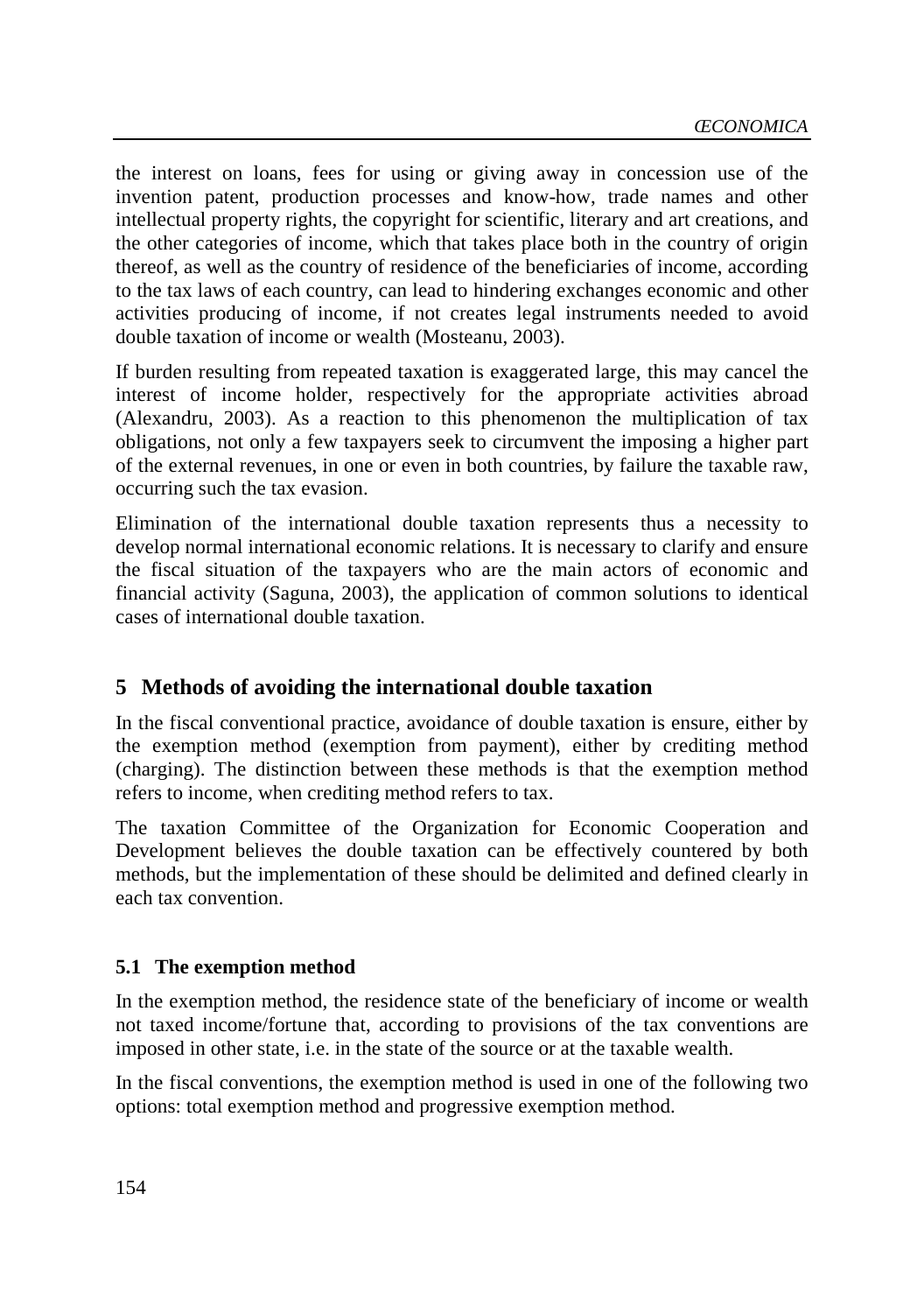the interest on loans, fees for using or giving away in concession use of the invention patent, production processes and know-how, trade names and other intellectual property rights, the copyright for scientific, literary and art creations, and the other categories of income, which that takes place both in the country of origin thereof, as well as the country of residence of the beneficiaries of income, according to the tax laws of each country, can lead to hindering exchanges economic and other activities producing of income, if not creates legal instruments needed to avoid double taxation of income or wealth (Mosteanu, 2003).

If burden resulting from repeated taxation is exaggerated large, this may cancel the interest of income holder, respectively for the appropriate activities abroad (Alexandru, 2003). As a reaction to this phenomenon the multiplication of tax obligations, not only a few taxpayers seek to circumvent the imposing a higher part of the external revenues, in one or even in both countries, by failure the taxable raw, occurring such the tax evasion.

Elimination of the international double taxation represents thus a necessity to develop normal international economic relations. It is necessary to clarify and ensure the fiscal situation of the taxpayers who are the main actors of economic and financial activity (Saguna, 2003), the application of common solutions to identical cases of international double taxation.

## 5 Methods of avoiding the international double taxation

In the fiscal conventional practice, avoidance of double taxation is ensure, either by the exemption method (exemption from payment), either by crediting method (charging). The distinction between these methods is that the exemption method refers to income, when crediting method refers to tax.

The taxation Committee of the Organization for Economic Cooperation and Development believes the double taxation can be effectively countered by both methods, but the implementation of these should be delimited and defined clearly in each tax convention.

### 5.1 The exemption method

In the exemption method, the residence state of the beneficiary of income or wealth not taxed income/fortune that, according to provisions of the tax conventions are imposed in other state, i.e. in the state of the source or at the taxable wealth.

In the fiscal conventions, the exemption method is used in one of the following two options: total exemption method and progressive exemption method.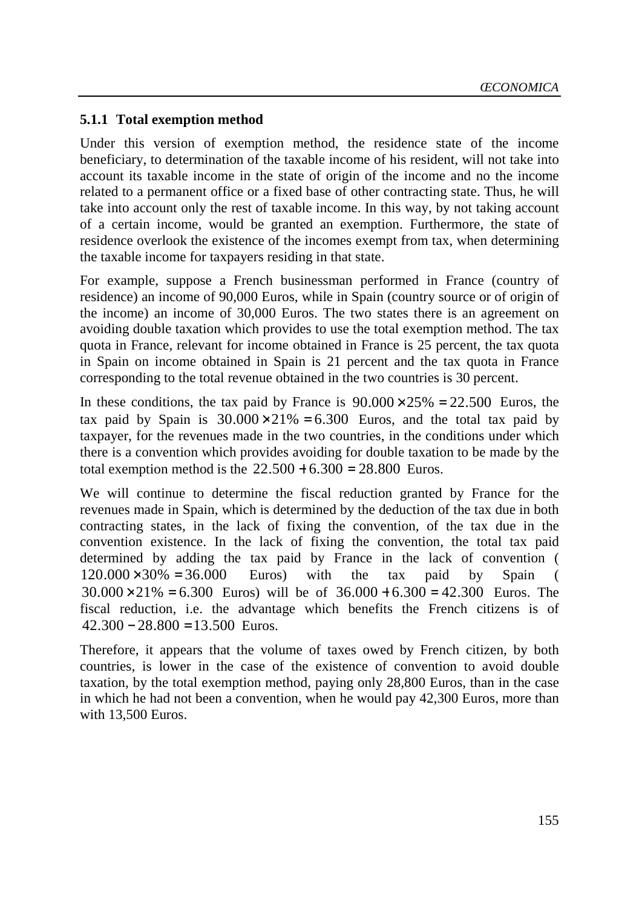### 5.1.1 Total exemption method

Under this version of exemption method, the residence state of the income beneficiary, to determination of the taxable income of his resident, will not take into account its taxable income in the state of origin of the income and no the income related to a permanent office or a fixed base of other contracting state. Thus, he will take into account only the rest of taxable income. In this way, by not taking account of a certain income, would be granted an exemption. Furthermore, the state of residence overlook the existence of the incomes exempt from tax, when determining the taxable income for taxpayers residing in that state.

For example, suppose a French businessman performed in France (country of residence) an income of 90,000 Euros, while in Spain (country source or of origin of the income) an income of 30,000 Euros. The two states there is an agreement on avoiding double taxation which provides to use the total exemption method. The tax quota in France, relevant for income obtained in France is 25 percent, the tax quota in Spain on income obtained in Spain is 21 percent and the tax quota in France corresponding to the total revenue obtained in the two countries is 30 percent.

In these conditions, the tax paid by France is $90.000 \times 25\% = 22.500$ Euros, the tax paid by Spain is $30.000 \times 21\% = 6.300$ Euros, and the total tax paid by taxpayer, for the revenues made in the two countries, in the conditions under which there is a convention which provides avoiding for double taxation to be made by the total exemption method is the $22.500 + 6.300 = 28.800$ Euros.

We will continue to determine the fiscal reduction granted by France for the revenues made in Spain, which is determined by the deduction of the tax due in both contracting states, in the lack of fixing the convention, of the tax due in the convention existence. In the lack of fixing the convention, the total tax paid determined by adding the tax paid by France in the lack of convention ( $120.000 \times 30\% = 36.000$ Euros) with the tax paid by Spain ( $30.000 \times 21\% = 6.300$ Euros) will be of $36.000 + 6.300 = 42.300$ Euros. The fiscal reduction, i.e. the advantage which benefits the French citizens is of $42.300 - 28.800 = 13.500$ Euros.

Therefore, it appears that the volume of taxes owed by French citizen, by both countries, is lower in the case of the existence of convention to avoid double taxation, by the total exemption method, paying only 28,800 Euros, than in the case in which he had not been a convention, when he would pay 42,300 Euros, more than with 13,500 Euros.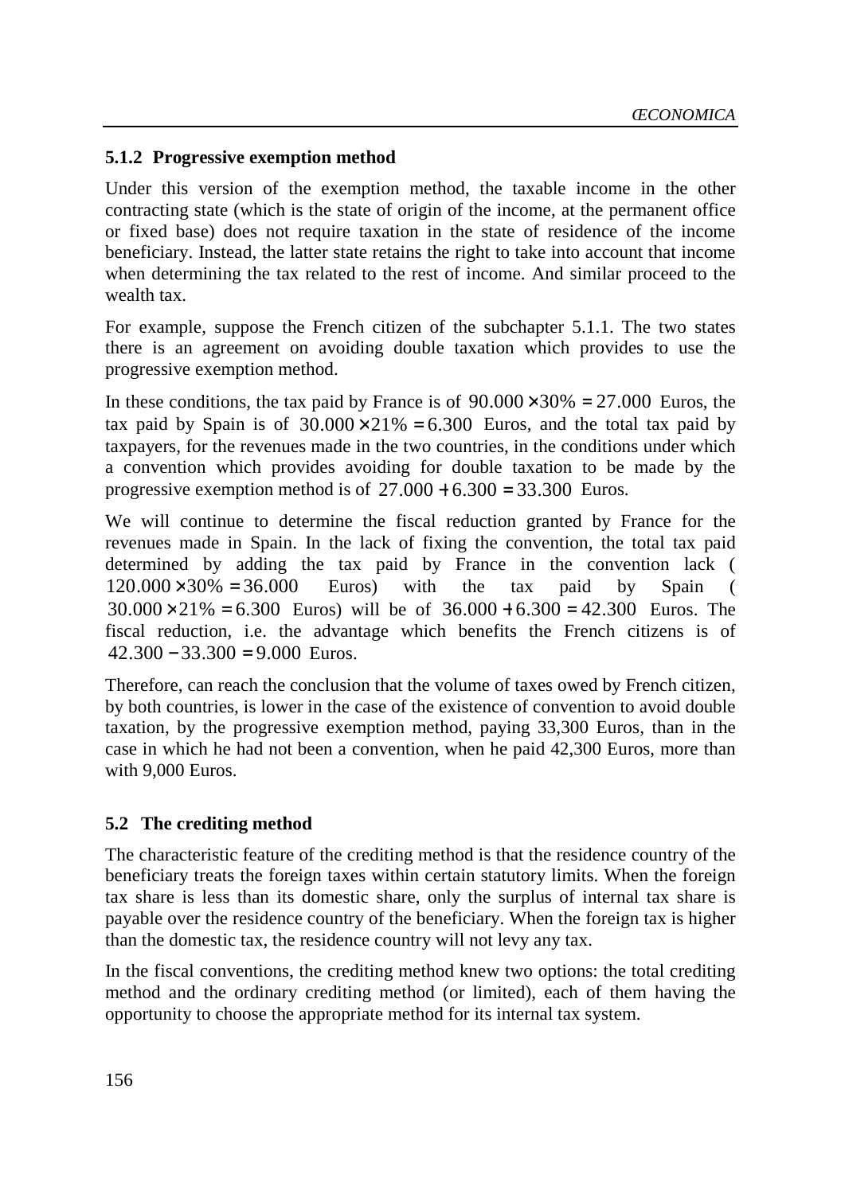### 5.1.2 Progressive exemption method

Under this version of the exemption method, the taxable income in the other contracting state (which is the state of origin of the income, at the permanent office or fixed base) does not require taxation in the state of residence of the income beneficiary. Instead, the latter state retains the right to take into account that income when determining the tax related to the rest of income. And similar proceed to the wealth tax.

For example, suppose the French citizen of the subchapter 5.1.1. The two states there is an agreement on avoiding double taxation which provides to use the progressive exemption method.

In these conditions, the tax paid by France is of $90.000 \times 30\% = 27.000$ Euros, the tax paid by Spain is of $30.000 \times 21\% = 6.300$ Euros, and the total tax paid by taxpayers, for the revenues made in the two countries, in the conditions under which a convention which provides avoiding for double taxation to be made by the progressive exemption method is of $27.000 + 6.300 = 33.300$ Euros.

We will continue to determine the fiscal reduction granted by France for the revenues made in Spain. In the lack of fixing the convention, the total tax paid determined by adding the tax paid by France in the convention lack ( $120.000 \times 30\% = 36.000$ Euros) with the tax paid by Spain ( $30.000 \times 21\% = 6.300$ Euros) will be of $36.000 + 6.300 = 42.300$ Euros. The fiscal reduction, i.e. the advantage which benefits the French citizens is of $42.300 - 33.300 = 9.000$ Euros.

Therefore, can reach the conclusion that the volume of taxes owed by French citizen, by both countries, is lower in the case of the existence of convention to avoid double taxation, by the progressive exemption method, paying 33,300 Euros, than in the case in which he had not been a convention, when he paid 42,300 Euros, more than with 9,000 Euros.

## 5.2 The crediting method

The characteristic feature of the crediting method is that the residence country of the beneficiary treats the foreign taxes within certain statutory limits. When the foreign tax share is less than its domestic share, only the surplus of internal tax share is payable over the residence country of the beneficiary. When the foreign tax is higher than the domestic tax, the residence country will not levy any tax.

In the fiscal conventions, the crediting method knew two options: the total crediting method and the ordinary crediting method (or limited), each of them having the opportunity to choose the appropriate method for its internal tax system.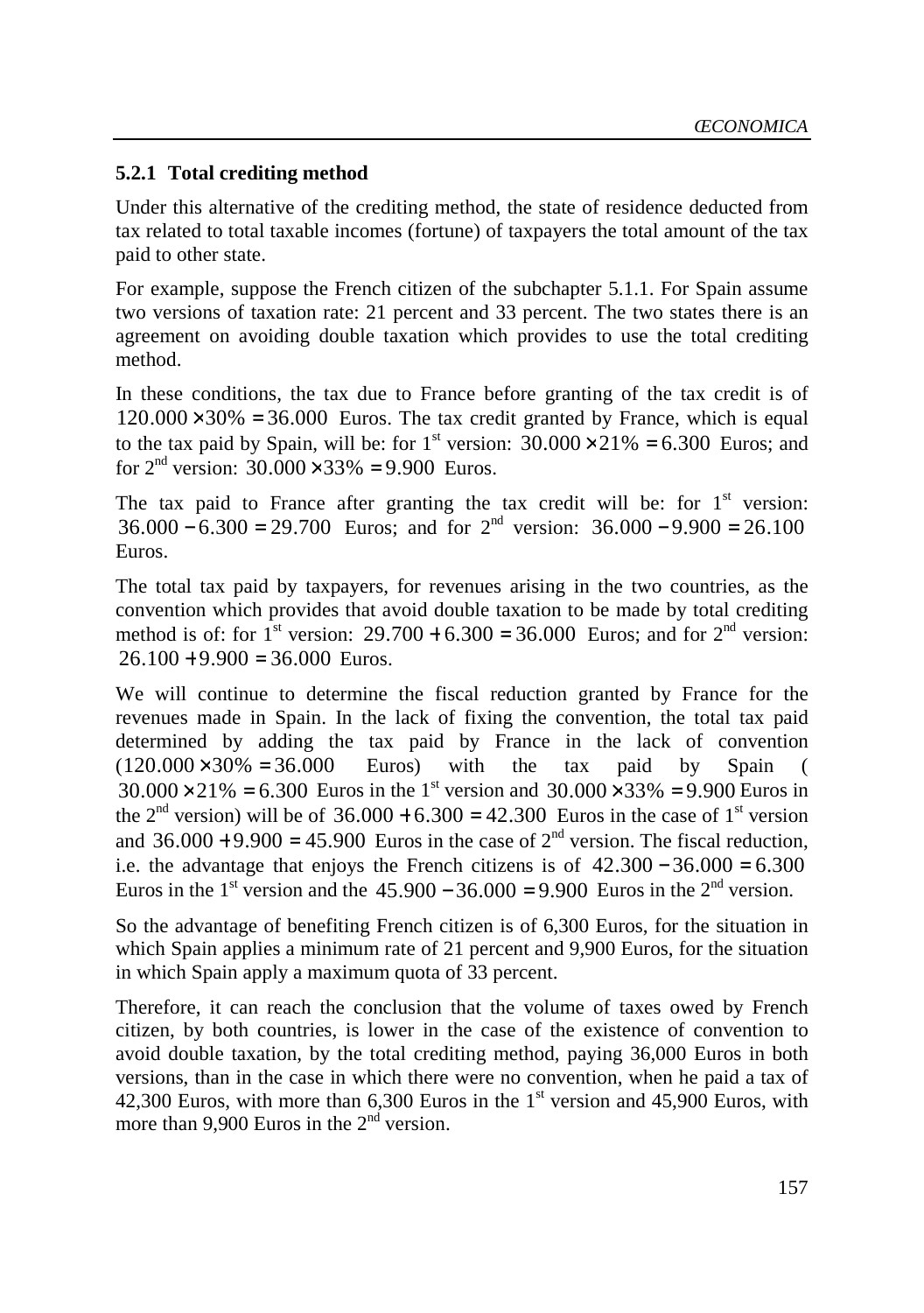### 5.2.1 Total crediting method

Under this alternative of the crediting method, the state of residence deducted from tax related to total taxable incomes (fortune) of taxpayers the total amount of the tax paid to other state.

For example, suppose the French citizen of the subchapter 5.1.1. For Spain assume two versions of taxation rate: 21 percent and 33 percent. The two states there is an agreement on avoiding double taxation which provides to use the total crediting method.

In these conditions, the tax due to France before granting of the tax credit is of $120.000 \times 30\% = 36.000$ Euros. The tax credit granted by France, which is equal to the tax paid by Spain, will be: for 1st version: $30.000 \times 21\% = 6.300$ Euros; and for 2nd version: $30.000 \times 33\% = 9.900$ Euros.

The tax paid to France after granting the tax credit will be: for 1st version: $36.000 - 6.300 = 29.700$ Euros; and for 2nd version: $36.000 - 9.900 = 26.100$ Euros.

The total tax paid by taxpayers, for revenues arising in the two countries, as the convention which provides that avoid double taxation to be made by total crediting method is of: for 1st version: $29.700 + 6.300 = 36.000$ Euros; and for 2nd version: $26.100 + 9.900 = 36.000$ Euros.

We will continue to determine the fiscal reduction granted by France for the revenues made in Spain. In the lack of fixing the convention, the total tax paid determined by adding the tax paid by France in the lack of convention ($120.000 \times 30\% = 36.000$ Euros) with the tax paid by Spain ( $30.000 \times 21\% = 6.300$ Euros in the 1st version and $30.000 \times 33\% = 9.900$ Euros in the 2nd version) will be of $36.000 + 6.300 = 42.300$ Euros in the case of 1st version and $36.000 + 9.900 = 45.900$ Euros in the case of 2nd version. The fiscal reduction, i.e. the advantage that enjoys the French citizens is of $42.300 - 36.000 = 6.300$ Euros in the 1st version and the $45.900 - 36.000 = 9.900$ Euros in the 2nd version.

So the advantage of benefiting French citizen is of 6,300 Euros, for the situation in which Spain applies a minimum rate of 21 percent and 9,900 Euros, for the situation in which Spain apply a maximum quota of 33 percent.

Therefore, it can reach the conclusion that the volume of taxes owed by French citizen, by both countries, is lower in the case of the existence of convention to avoid double taxation, by the total crediting method, paying 36,000 Euros in both versions, than in the case in which there were no convention, when he paid a tax of 42,300 Euros, with more than 6,300 Euros in the 1st version and 45,900 Euros, with more than 9,900 Euros in the 2nd version.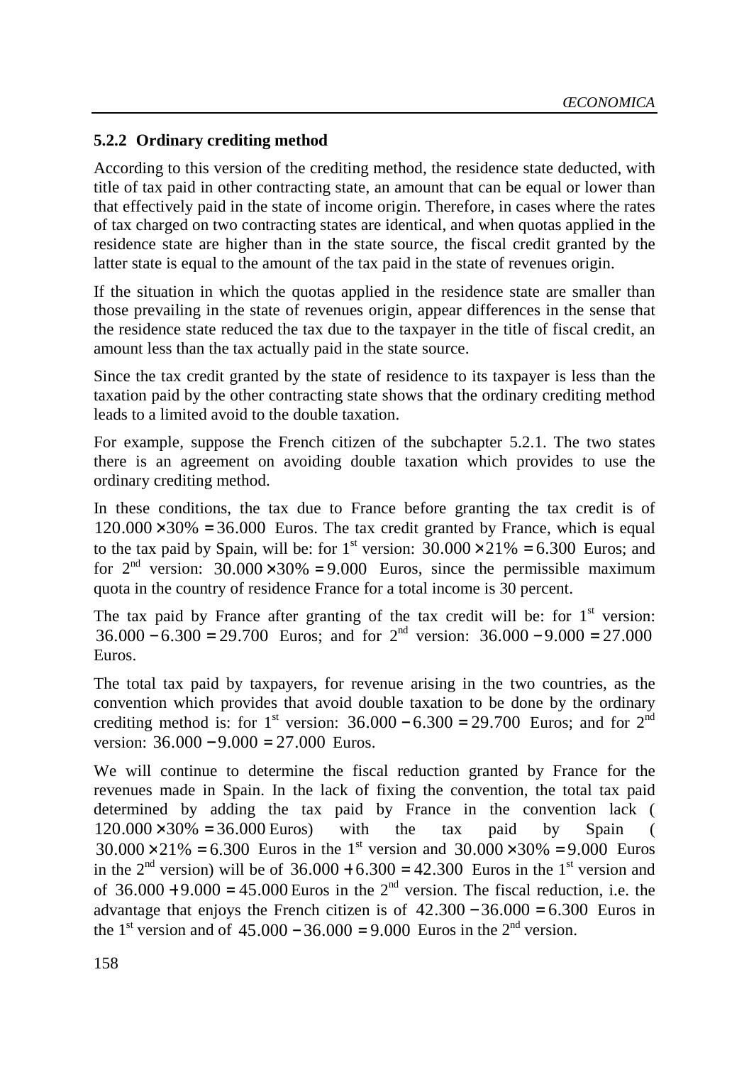### 5.2.2 Ordinary crediting method

According to this version of the crediting method, the residence state deducted, with title of tax paid in other contracting state, an amount that can be equal or lower than that effectively paid in the state of income origin. Therefore, in cases where the rates of tax charged on two contracting states are identical, and when quotas applied in the residence state are higher than in the state source, the fiscal credit granted by the latter state is equal to the amount of the tax paid in the state of revenues origin.

If the situation in which the quotas applied in the residence state are smaller than those prevailing in the state of revenues origin, appear differences in the sense that the residence state reduced the tax due to the taxpayer in the title of fiscal credit, an amount less than the tax actually paid in the state source.

Since the tax credit granted by the state of residence to its taxpayer is less than the taxation paid by the other contracting state shows that the ordinary crediting method leads to a limited avoid to the double taxation.

For example, suppose the French citizen of the subchapter 5.2.1. The two states there is an agreement on avoiding double taxation which provides to use the ordinary crediting method.

In these conditions, the tax due to France before granting the tax credit is of $120.000 \times 30\% = 36.000$ Euros. The tax credit granted by France, which is equal to the tax paid by Spain, will be: for 1st version: $30.000 \times 21\% = 6.300$ Euros; and for 2nd version: $30.000 \times 30\% = 9.000$ Euros, since the permissible maximum quota in the country of residence France for a total income is 30 percent.

The tax paid by France after granting of the tax credit will be: for 1st version: $36.000 - 6.300 = 29.700$ Euros; and for 2nd version: $36.000 - 9.000 = 27.000$ Euros.

The total tax paid by taxpayers, for revenue arising in the two countries, as the convention which provides that avoid double taxation to be done by the ordinary crediting method is: for 1st version: $36.000 - 6.300 = 29.700$ Euros; and for 2nd version: $36.000 - 9.000 = 27.000$ Euros.

We will continue to determine the fiscal reduction granted by France for the revenues made in Spain. In the lack of fixing the convention, the total tax paid determined by adding the tax paid by France in the convention lack ($120.000 \times 30\% = 36.000$ Euros) with the tax paid by Spain ($30.000 \times 21\% = 6.300$ Euros in the 1st version and $30.000 \times 30\% = 9.000$ Euros in the 2nd version) will be of $36.000 + 6.300 = 42.300$ Euros in the 1st version and of $36.000 + 9.000 = 45.000$ Euros in the 2nd version. The fiscal reduction, i.e. the advantage that enjoys the French citizen is of $42.300 - 36.000 = 6.300$ Euros in the 1st version and of $45.000 - 36.000 = 9.000$ Euros in the 2nd version.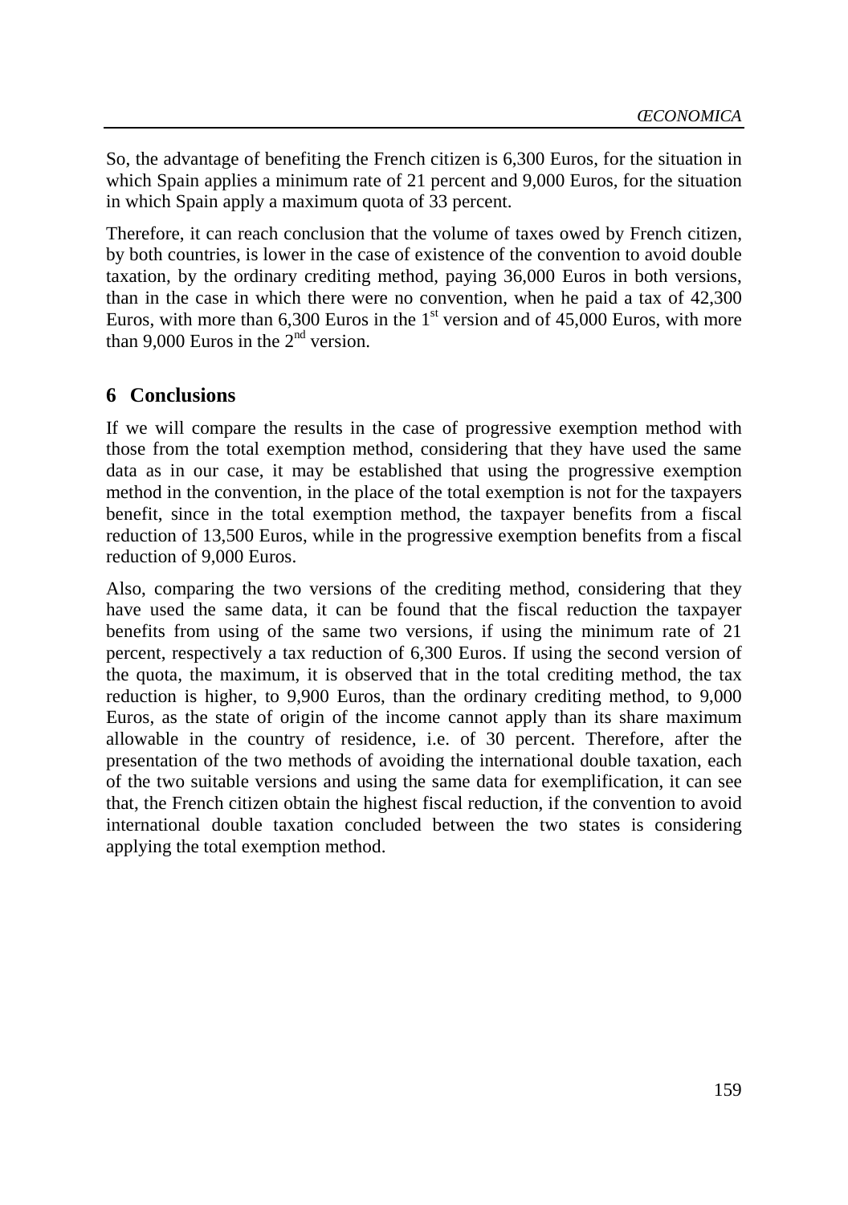So, the advantage of benefiting the French citizen is 6,300 Euros, for the situation in which Spain applies a minimum rate of 21 percent and 9,000 Euros, for the situation in which Spain apply a maximum quota of 33 percent.

Therefore, it can reach conclusion that the volume of taxes owed by French citizen, by both countries, is lower in the case of existence of the convention to avoid double taxation, by the ordinary crediting method, paying 36,000 Euros in both versions, than in the case in which there were no convention, when he paid a tax of 42,300 Euros, with more than 6,300 Euros in the 1st version and of 45,000 Euros, with more than 9,000 Euros in the 2nd version.

## 6 Conclusions

If we will compare the results in the case of progressive exemption method with those from the total exemption method, considering that they have used the same data as in our case, it may be established that using the progressive exemption method in the convention, in the place of the total exemption is not for the taxpayers benefit, since in the total exemption method, the taxpayer benefits from a fiscal reduction of 13,500 Euros, while in the progressive exemption benefits from a fiscal reduction of 9,000 Euros.

Also, comparing the two versions of the crediting method, considering that they have used the same data, it can be found that the fiscal reduction the taxpayer benefits from using of the same two versions, if using the minimum rate of 21 percent, respectively a tax reduction of 6,300 Euros. If using the second version of the quota, the maximum, it is observed that in the total crediting method, the tax reduction is higher, to 9,900 Euros, than the ordinary crediting method, to 9,000 Euros, as the state of origin of the income cannot apply than its share maximum allowable in the country of residence, i.e. of 30 percent. Therefore, after the presentation of the two methods of avoiding the international double taxation, each of the two suitable versions and using the same data for exemplification, it can see that, the French citizen obtain the highest fiscal reduction, if the convention to avoid international double taxation concluded between the two states is considering applying the total exemption method.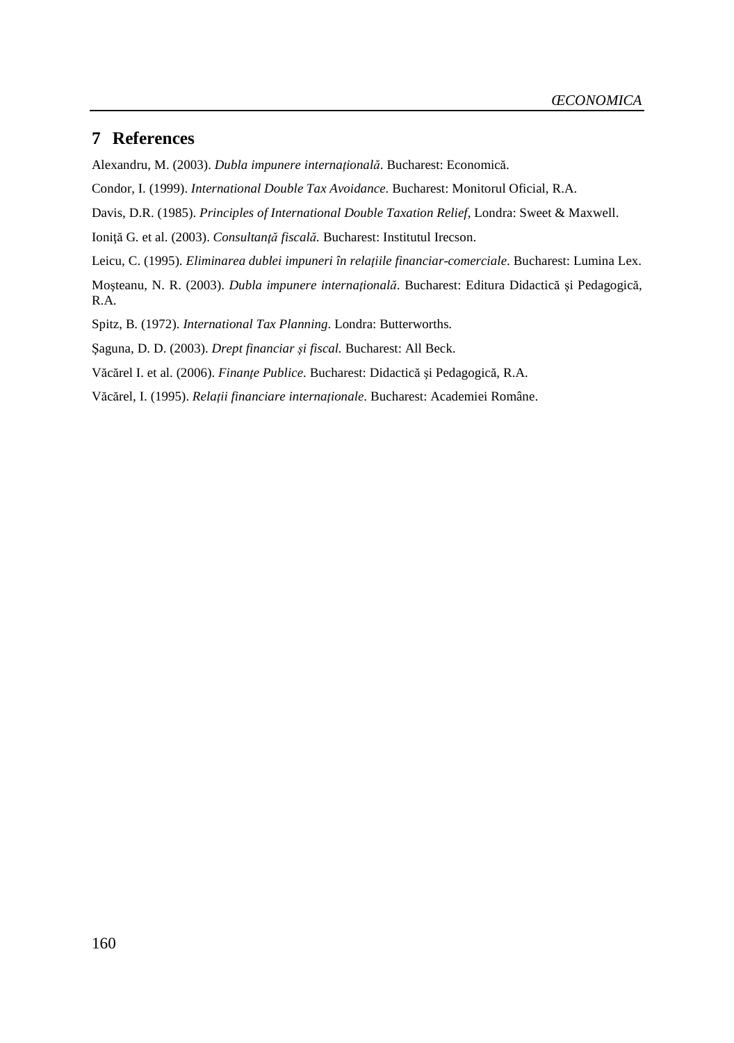## 7 References

Alexandru, M. (2003). *Dubla impunere internațională*. Bucharest: Economică.

Condor, I. (1999). *International Double Tax Avoidance*. Bucharest: Monitorul Oficial, R.A.

Davis, D.R. (1985). *Principles of International Double Taxation Relief*, Londra: Sweet & Maxwell.

Ioniţă G. et al. (2003). *Consultanţă fiscală.* Bucharest: Institutul Irecson.

Leicu, C. (1995). *Eliminarea dublei impuneri în relațiile financiar-comerciale*. Bucharest: Lumina Lex.

Moșteanu, N. R. (2003). *Dubla impunere internațională*. Bucharest: Editura Didactică şi Pedagogică, R.A.

Spitz, B. (1972). *International Tax Planning*. Londra: Butterworths.

Șaguna, D. D. (2003). *Drept financiar şi fiscal.* Bucharest: All Beck.

Văcărel I. et al. (2006). *Finanțe Publice*. Bucharest: Didactică şi Pedagogică, R.A.

Văcărel, I. (1995). *Relații financiare internaționale*. Bucharest: Academiei Române.